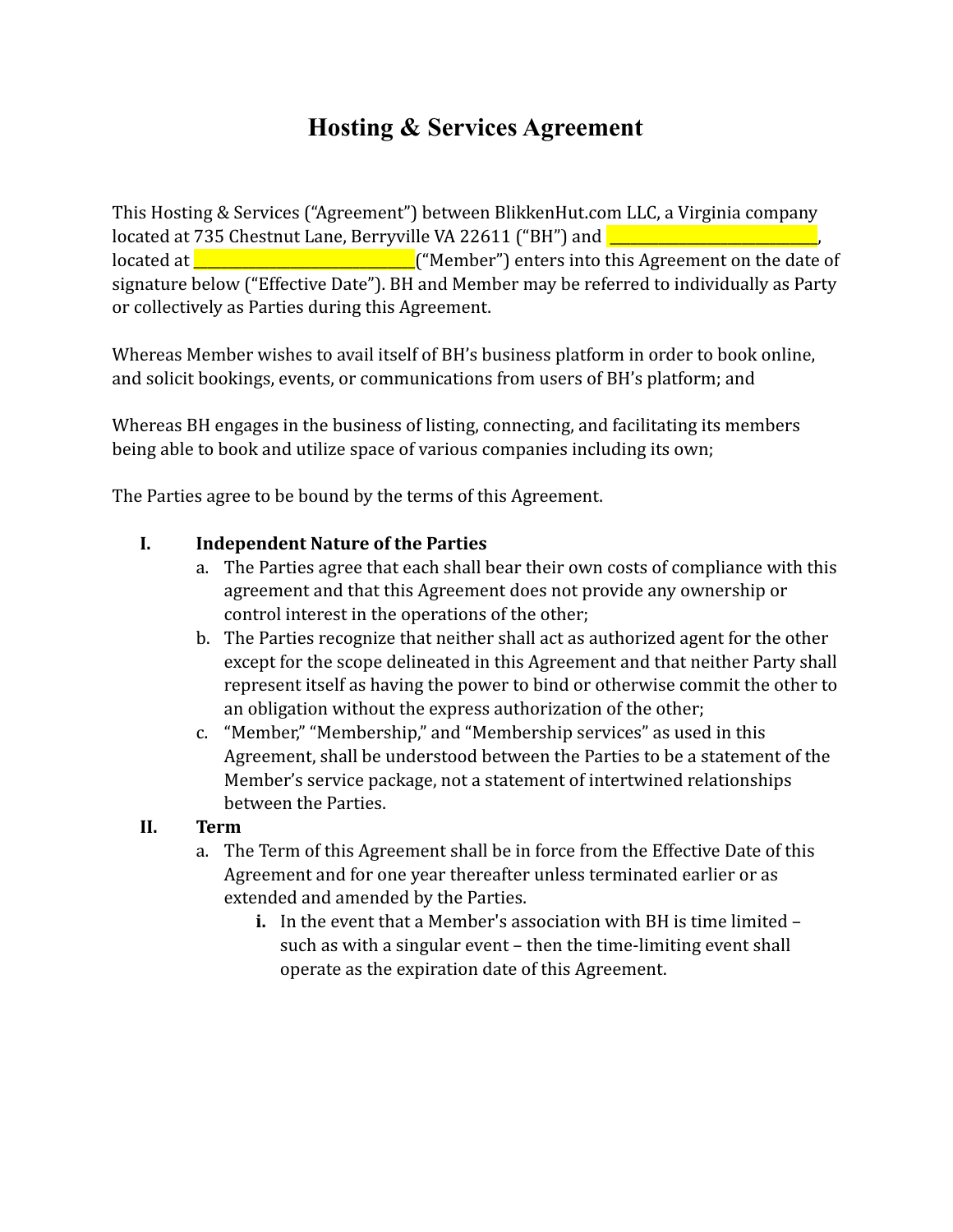# Hosting & Services Agreement

This Hosting & Services ("Agreement") between BlikkenHut.com LLC, a Virginia company located at 735 Chestnut Lane, Berryville VA 22611 ("BH") and ___________________________, located at ____________________________("Member") enters into this Agreement on the date of signature below ("Effective Date"). BH and Member may be referred to individually as Party or collectively as Parties during this Agreement.

Whereas Member wishes to avail itself of BH's business platform in order to book online, and solicit bookings, events, or communications from users of BH's platform; and

Whereas BH engages in the business of listing, connecting, and facilitating its members being able to book and utilize space of various companies including its own;

The Parties agree to be bound by the terms of this Agreement.

I. **Independent Nature of the Parties**
   a. The Parties agree that each shall bear their own costs of compliance with this agreement and that this Agreement does not provide any ownership or control interest in the operations of the other;
   b. The Parties recognize that neither shall act as authorized agent for the other except for the scope delineated in this Agreement and that neither Party shall represent itself as having the power to bind or otherwise commit the other to an obligation without the express authorization of the other;
   c. "Member," "Membership," and "Membership services" as used in this Agreement, shall be understood between the Parties to be a statement of the Member's service package, not a statement of intertwined relationships between the Parties.

II. **Term**
   a. The Term of this Agreement shall be in force from the Effective Date of this Agreement and for one year thereafter unless terminated earlier or as extended and amended by the Parties.
      **i.** In the event that a Member's association with BH is time limited – such as with a singular event – then the time-limiting event shall operate as the expiration date of this Agreement.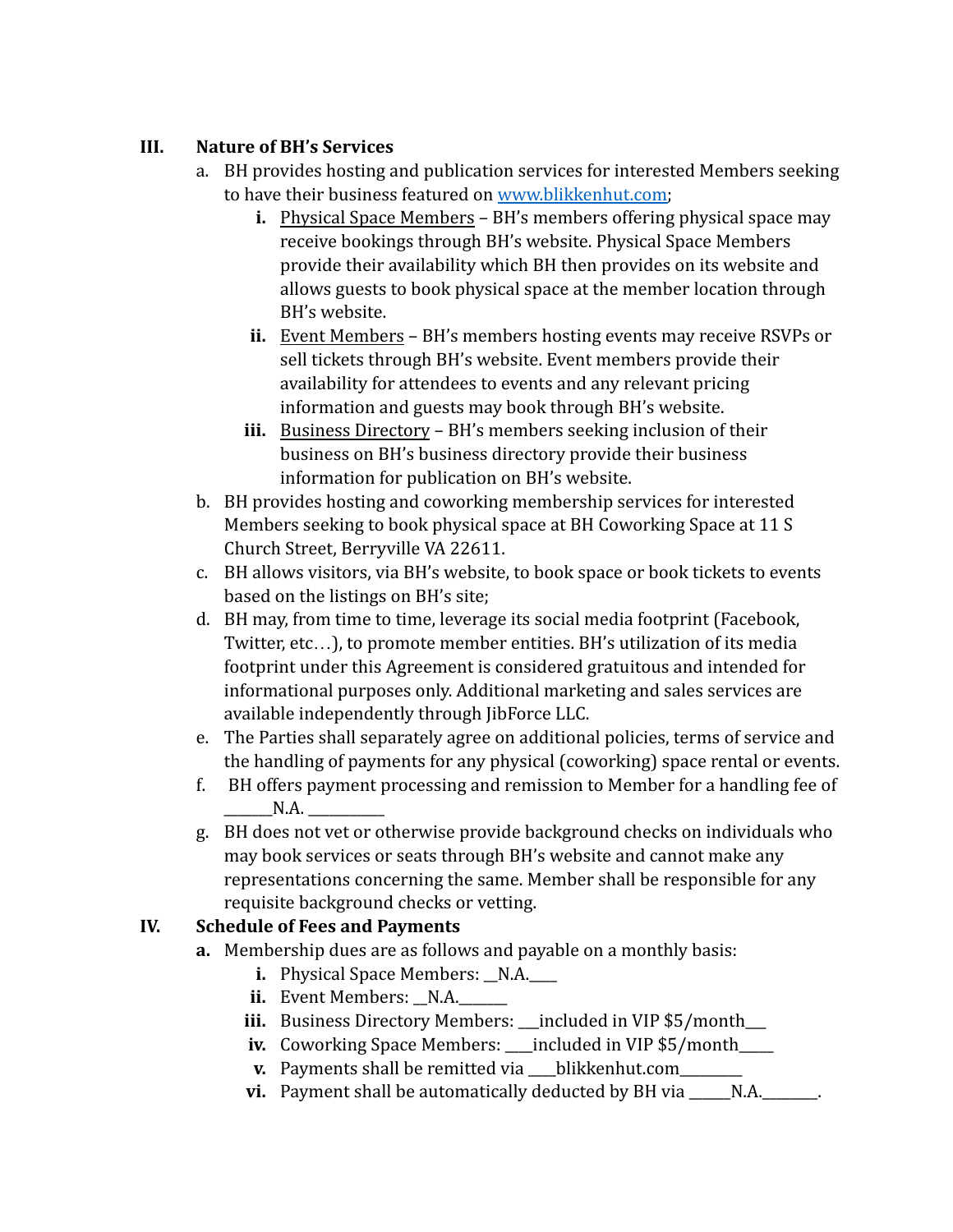## III. Nature of BH's Services

a. BH provides hosting and publication services for interested Members seeking to have their business featured on [www.blikkenhut.com](http://www.blikkenhut.com);

   i. Physical Space Members – BH's members offering physical space may receive bookings through BH's website. Physical Space Members provide their availability which BH then provides on its website and allows guests to book physical space at the member location through BH's website.

   ii. Event Members – BH's members hosting events may receive RSVPs or sell tickets through BH's website. Event members provide their availability for attendees to events and any relevant pricing information and guests may book through BH's website.

   iii. Business Directory – BH's members seeking inclusion of their business on BH's business directory provide their business information for publication on BH's website.

b. BH provides hosting and coworking membership services for interested Members seeking to book physical space at BH Coworking Space at 11 S Church Street, Berryville VA 22611.

c. BH allows visitors, via BH's website, to book space or book tickets to events based on the listings on BH's site;

d. BH may, from time to time, leverage its social media footprint (Facebook, Twitter, etc…), to promote member entities. BH's utilization of its media footprint under this Agreement is considered gratuitous and intended for informational purposes only. Additional marketing and sales services are available independently through JibForce LLC.

e. The Parties shall separately agree on additional policies, terms of service and the handling of payments for any physical (coworking) space rental or events.

f. BH offers payment processing and remission to Member for a handling fee of ______N.A. __________

g. BH does not vet or otherwise provide background checks on individuals who may book services or seats through BH's website and cannot make any representations concerning the same. Member shall be responsible for any requisite background checks or vetting.

## IV. Schedule of Fees and Payments

**a.** Membership dues are as follows and payable on a monthly basis:

   **i.** Physical Space Members: __N.A.____

   **ii.** Event Members: __N.A.______

   **iii.** Business Directory Members: ___included in VIP $5/month___

   **iv.** Coworking Space Members: ____included in VIP $5/month_____

   **v.** Payments shall be remitted via ____blikkenhut.com_________

   **vi.** Payment shall be automatically deducted by BH via ______N.A.________.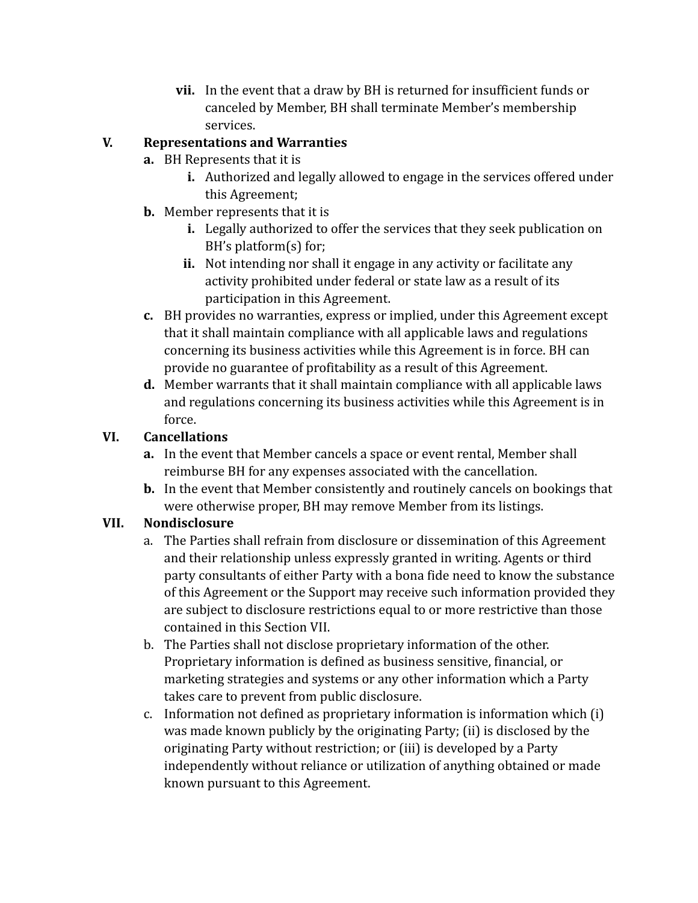vii. In the event that a draw by BH is returned for insufficient funds or canceled by Member, BH shall terminate Member's membership services.

## V. Representations and Warranties

**a.** BH Represents that it is

  **i.** Authorized and legally allowed to engage in the services offered under this Agreement;

**b.** Member represents that it is

  **i.** Legally authorized to offer the services that they seek publication on BH's platform(s) for;

  **ii.** Not intending nor shall it engage in any activity or facilitate any activity prohibited under federal or state law as a result of its participation in this Agreement.

**c.** BH provides no warranties, express or implied, under this Agreement except that it shall maintain compliance with all applicable laws and regulations concerning its business activities while this Agreement is in force. BH can provide no guarantee of profitability as a result of this Agreement.

**d.** Member warrants that it shall maintain compliance with all applicable laws and regulations concerning its business activities while this Agreement is in force.

## VI. Cancellations

**a.** In the event that Member cancels a space or event rental, Member shall reimburse BH for any expenses associated with the cancellation.

**b.** In the event that Member consistently and routinely cancels on bookings that were otherwise proper, BH may remove Member from its listings.

## VII. Nondisclosure

a. The Parties shall refrain from disclosure or dissemination of this Agreement and their relationship unless expressly granted in writing. Agents or third party consultants of either Party with a bona fide need to know the substance of this Agreement or the Support may receive such information provided they are subject to disclosure restrictions equal to or more restrictive than those contained in this Section VII.

b. The Parties shall not disclose proprietary information of the other. Proprietary information is defined as business sensitive, financial, or marketing strategies and systems or any other information which a Party takes care to prevent from public disclosure.

c. Information not defined as proprietary information is information which (i) was made known publicly by the originating Party; (ii) is disclosed by the originating Party without restriction; or (iii) is developed by a Party independently without reliance or utilization of anything obtained or made known pursuant to this Agreement.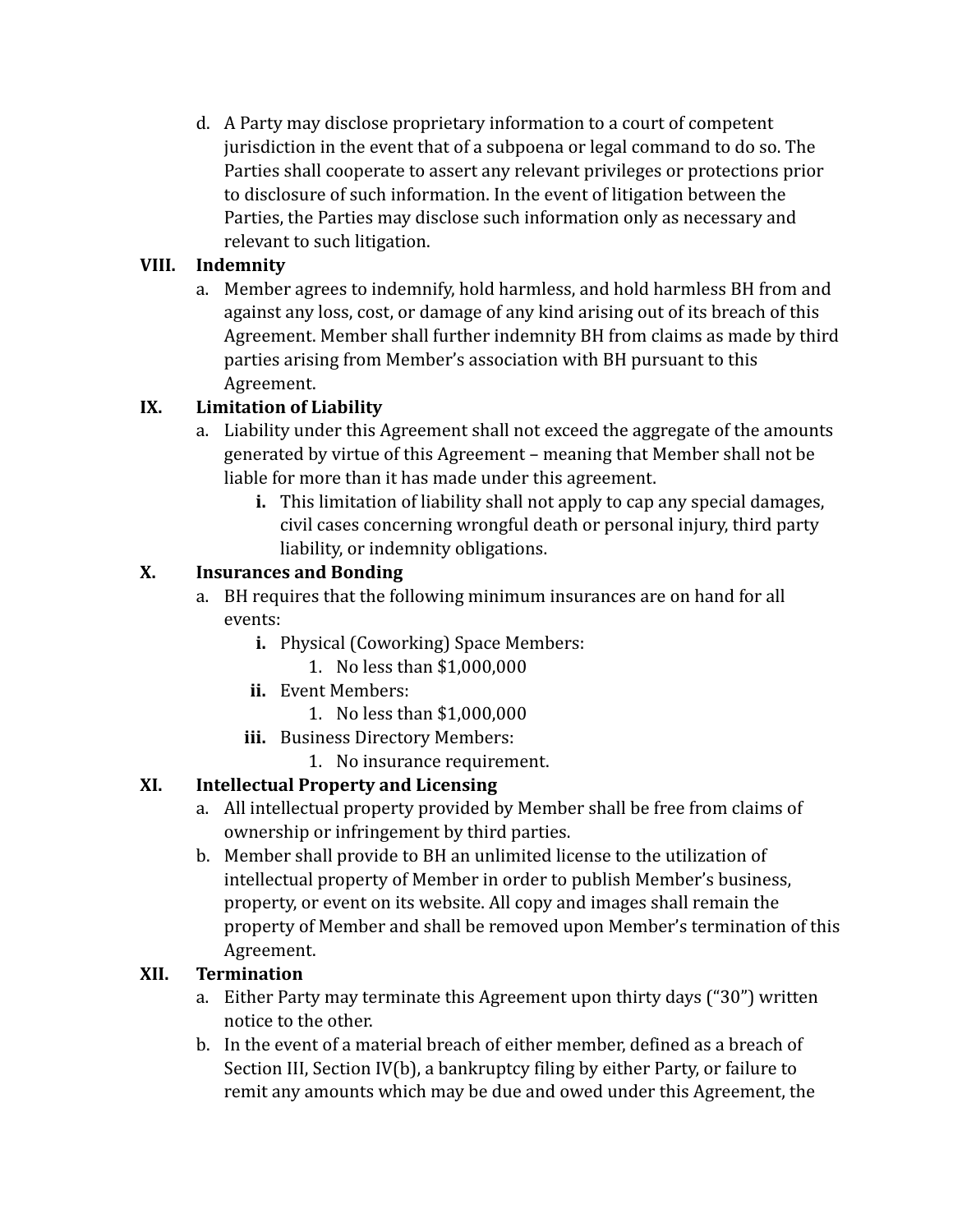d. A Party may disclose proprietary information to a court of competent jurisdiction in the event that of a subpoena or legal command to do so. The Parties shall cooperate to assert any relevant privileges or protections prior to disclosure of such information. In the event of litigation between the Parties, the Parties may disclose such information only as necessary and relevant to such litigation.

## VIII. Indemnity

a. Member agrees to indemnify, hold harmless, and hold harmless BH from and against any loss, cost, or damage of any kind arising out of its breach of this Agreement. Member shall further indemnity BH from claims as made by third parties arising from Member's association with BH pursuant to this Agreement.

## IX. Limitation of Liability

a. Liability under this Agreement shall not exceed the aggregate of the amounts generated by virtue of this Agreement – meaning that Member shall not be liable for more than it has made under this agreement.
   - **i.** This limitation of liability shall not apply to cap any special damages, civil cases concerning wrongful death or personal injury, third party liability, or indemnity obligations.

## X. Insurances and Bonding

a. BH requires that the following minimum insurances are on hand for all events:
   - **i.** Physical (Coworking) Space Members:
     1. No less than $1,000,000
   - **ii.** Event Members:
     1. No less than $1,000,000
   - **iii.** Business Directory Members:
     1. No insurance requirement.

## XI. Intellectual Property and Licensing

a. All intellectual property provided by Member shall be free from claims of ownership or infringement by third parties.

b. Member shall provide to BH an unlimited license to the utilization of intellectual property of Member in order to publish Member's business, property, or event on its website. All copy and images shall remain the property of Member and shall be removed upon Member's termination of this Agreement.

## XII. Termination

a. Either Party may terminate this Agreement upon thirty days ("30") written notice to the other.

b. In the event of a material breach of either member, defined as a breach of Section III, Section IV(b), a bankruptcy filing by either Party, or failure to remit any amounts which may be due and owed under this Agreement, the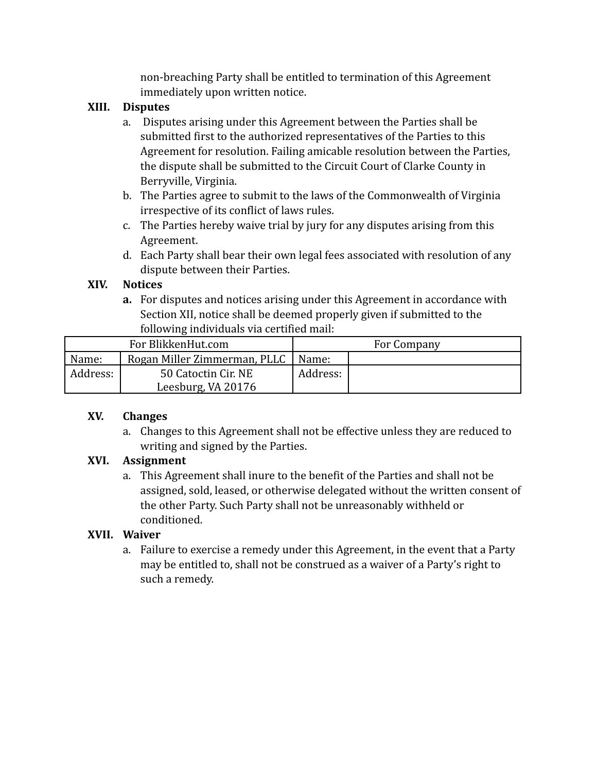non-breaching Party shall be entitled to termination of this Agreement immediately upon written notice.

**XIII. Disputes**

a. Disputes arising under this Agreement between the Parties shall be submitted first to the authorized representatives of the Parties to this Agreement for resolution. Failing amicable resolution between the Parties, the dispute shall be submitted to the Circuit Court of Clarke County in Berryville, Virginia.

b. The Parties agree to submit to the laws of the Commonwealth of Virginia irrespective of its conflict of laws rules.

c. The Parties hereby waive trial by jury for any disputes arising from this Agreement.

d. Each Party shall bear their own legal fees associated with resolution of any dispute between their Parties.

**XIV. Notices**

**a.** For disputes and notices arising under this Agreement in accordance with Section XII, notice shall be deemed properly given if submitted to the following individuals via certified mail:

| For BlikkenHut.com | | For Company | |
|---|---|---|---|
| Name: | Rogan Miller Zimmerman, PLLC | Name: | |
| Address: | 50 Catoctin Cir. NE<br>Leesburg, VA 20176 | Address: | |

**XV. Changes**

a. Changes to this Agreement shall not be effective unless they are reduced to writing and signed by the Parties.

**XVI. Assignment**

a. This Agreement shall inure to the benefit of the Parties and shall not be assigned, sold, leased, or otherwise delegated without the written consent of the other Party. Such Party shall not be unreasonably withheld or conditioned.

**XVII. Waiver**

a. Failure to exercise a remedy under this Agreement, in the event that a Party may be entitled to, shall not be construed as a waiver of a Party's right to such a remedy.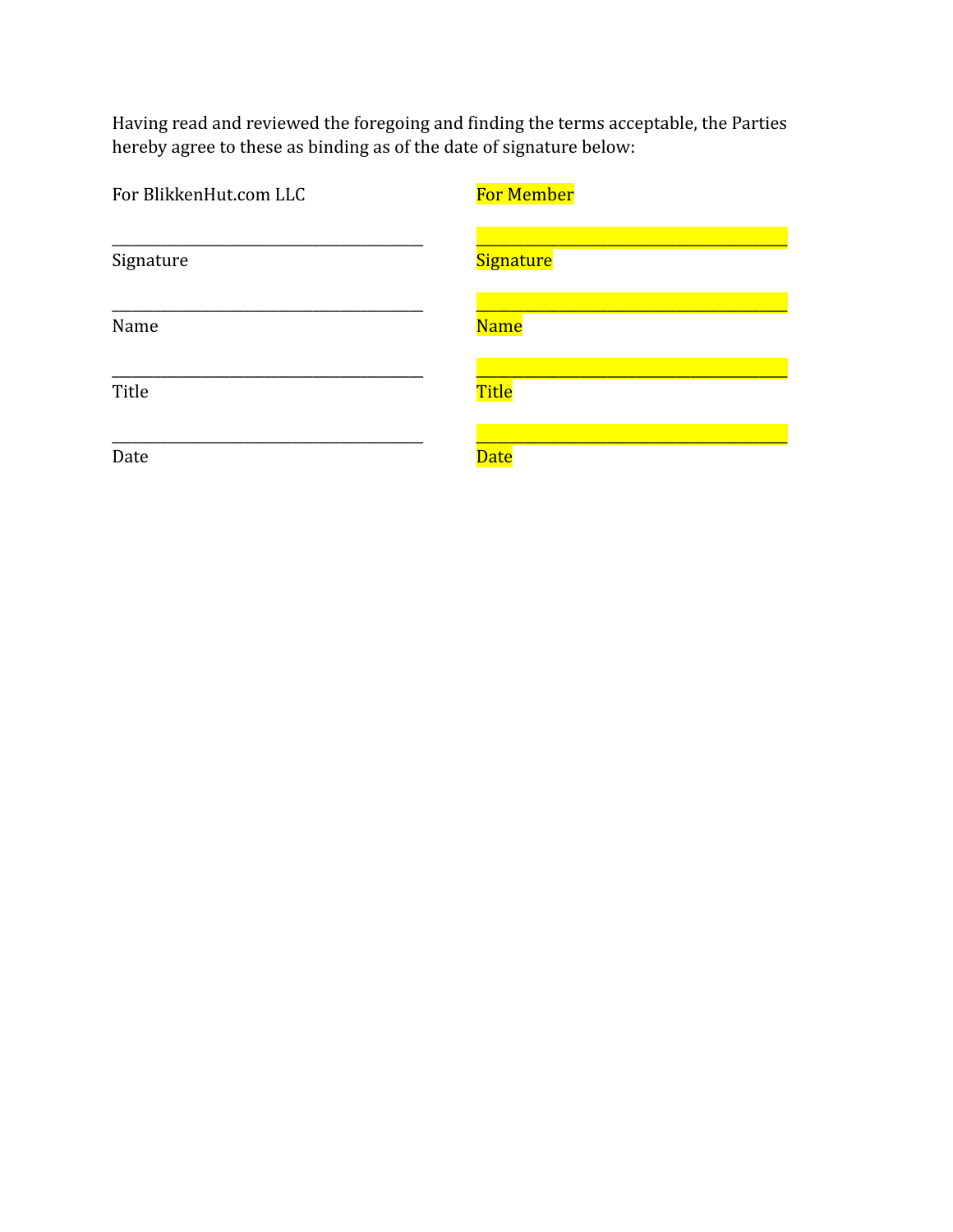Having read and reviewed the foregoing and finding the terms acceptable, the Parties hereby agree to these as binding as of the date of signature below:

| For BlikkenHut.com LLC | For Member |
|---|---|
| ______________________________ | ______________________________ |
| Signature | Signature |
| ______________________________ | ______________________________ |
| Name | Name |
| ______________________________ | ______________________________ |
| Title | Title |
| ______________________________ | ______________________________ |
| Date | Date |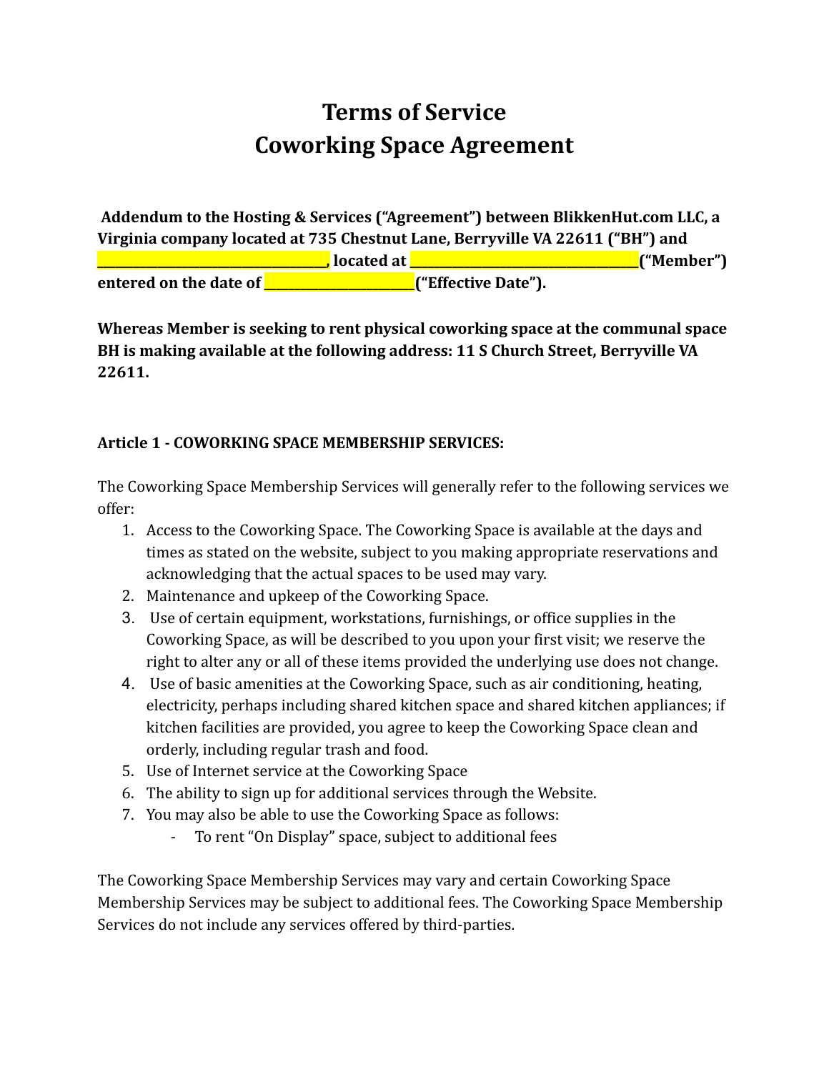# Terms of Service
# Coworking Space Agreement

**Addendum to the Hosting & Services ("Agreement") between BlikkenHut.com LLC, a Virginia company located at 735 Chestnut Lane, Berryville VA 22611 ("BH") and ________________________________, located at ________________________________("Member") entered on the date of ______________________("Effective Date").**

**Whereas Member is seeking to rent physical coworking space at the communal space BH is making available at the following address: 11 S Church Street, Berryville VA 22611.**

**Article 1 - COWORKING SPACE MEMBERSHIP SERVICES:**

The Coworking Space Membership Services will generally refer to the following services we offer:

1. Access to the Coworking Space. The Coworking Space is available at the days and times as stated on the website, subject to you making appropriate reservations and acknowledging that the actual spaces to be used may vary.
2. Maintenance and upkeep of the Coworking Space.
3. Use of certain equipment, workstations, furnishings, or office supplies in the Coworking Space, as will be described to you upon your first visit; we reserve the right to alter any or all of these items provided the underlying use does not change.
4. Use of basic amenities at the Coworking Space, such as air conditioning, heating, electricity, perhaps including shared kitchen space and shared kitchen appliances; if kitchen facilities are provided, you agree to keep the Coworking Space clean and orderly, including regular trash and food.
5. Use of Internet service at the Coworking Space
6. The ability to sign up for additional services through the Website.
7. You may also be able to use the Coworking Space as follows:
   - To rent "On Display" space, subject to additional fees

The Coworking Space Membership Services may vary and certain Coworking Space Membership Services may be subject to additional fees. The Coworking Space Membership Services do not include any services offered by third-parties.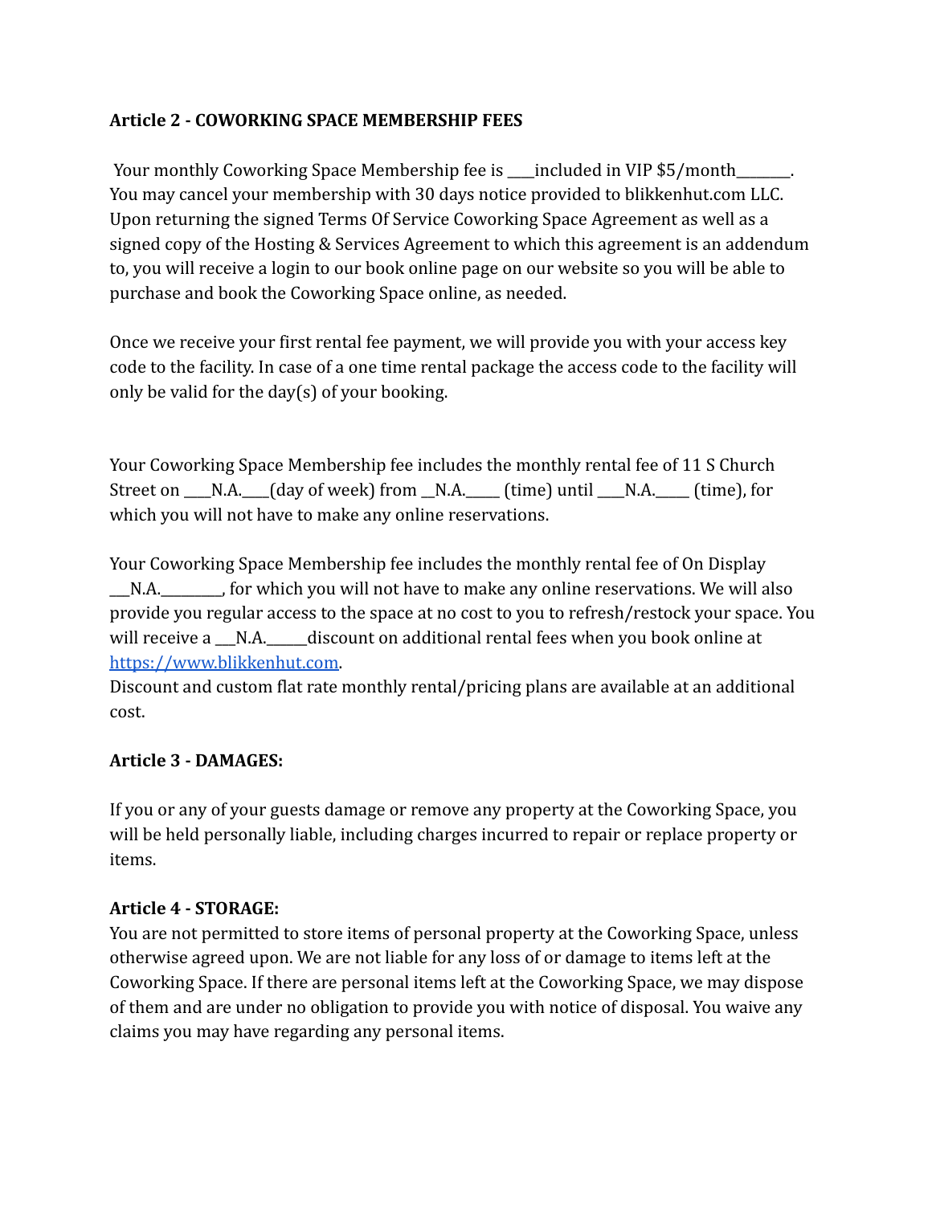**Article 2 - COWORKING SPACE MEMBERSHIP FEES**

Your monthly Coworking Space Membership fee is ____included in VIP $5/month________. You may cancel your membership with 30 days notice provided to blikkenhut.com LLC. Upon returning the signed Terms Of Service Coworking Space Agreement as well as a signed copy of the Hosting & Services Agreement to which this agreement is an addendum to, you will receive a login to our book online page on our website so you will be able to purchase and book the Coworking Space online, as needed.

Once we receive your first rental fee payment, we will provide you with your access key code to the facility. In case of a one time rental package the access code to the facility will only be valid for the day(s) of your booking.

Your Coworking Space Membership fee includes the monthly rental fee of 11 S Church Street on ____N.A.____(day of week) from __N.A._____ (time) until ____N.A._____ (time), for which you will not have to make any online reservations.

Your Coworking Space Membership fee includes the monthly rental fee of On Display ___N.A.________, for which you will not have to make any online reservations. We will also provide you regular access to the space at no cost to you to refresh/restock your space. You will receive a ___N.A.______discount on additional rental fees when you book online at https://www.blikkenhut.com.
Discount and custom flat rate monthly rental/pricing plans are available at an additional cost.

**Article 3 - DAMAGES:**

If you or any of your guests damage or remove any property at the Coworking Space, you will be held personally liable, including charges incurred to repair or replace property or items.

**Article 4 - STORAGE:**

You are not permitted to store items of personal property at the Coworking Space, unless otherwise agreed upon. We are not liable for any loss of or damage to items left at the Coworking Space. If there are personal items left at the Coworking Space, we may dispose of them and are under no obligation to provide you with notice of disposal. You waive any claims you may have regarding any personal items.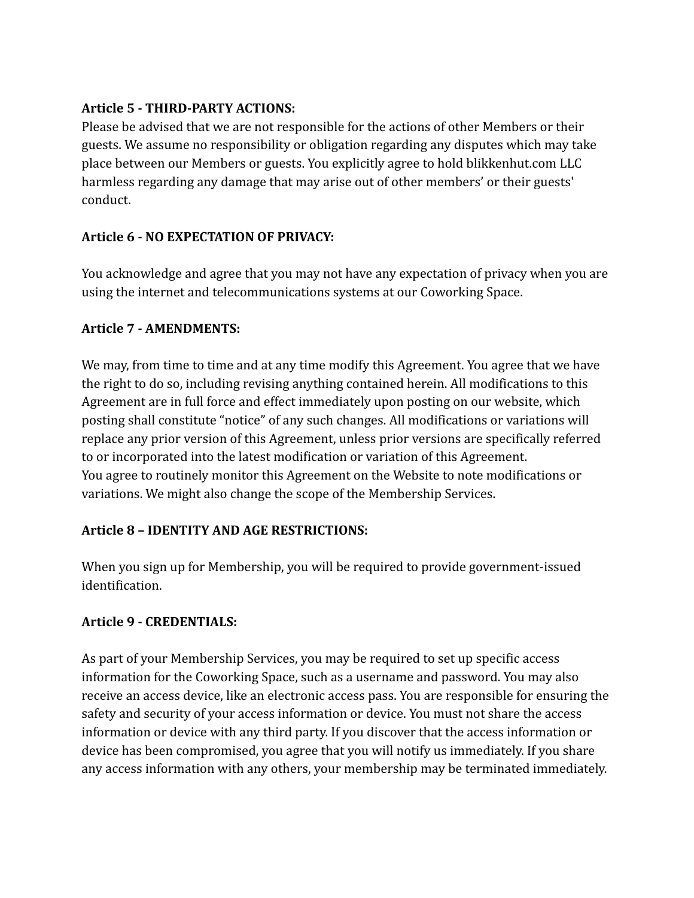**Article 5 - THIRD-PARTY ACTIONS:**

Please be advised that we are not responsible for the actions of other Members or their guests. We assume no responsibility or obligation regarding any disputes which may take place between our Members or guests. You explicitly agree to hold blikkenhut.com LLC harmless regarding any damage that may arise out of other members' or their guests' conduct.

**Article 6 - NO EXPECTATION OF PRIVACY:**

You acknowledge and agree that you may not have any expectation of privacy when you are using the internet and telecommunications systems at our Coworking Space.

**Article 7 - AMENDMENTS:**

We may, from time to time and at any time modify this Agreement. You agree that we have the right to do so, including revising anything contained herein. All modifications to this Agreement are in full force and effect immediately upon posting on our website, which posting shall constitute "notice" of any such changes. All modifications or variations will replace any prior version of this Agreement, unless prior versions are specifically referred to or incorporated into the latest modification or variation of this Agreement.
You agree to routinely monitor this Agreement on the Website to note modifications or variations. We might also change the scope of the Membership Services.

**Article 8 – IDENTITY AND AGE RESTRICTIONS:**

When you sign up for Membership, you will be required to provide government-issued identification.

**Article 9 - CREDENTIALS:**

As part of your Membership Services, you may be required to set up specific access information for the Coworking Space, such as a username and password. You may also receive an access device, like an electronic access pass. You are responsible for ensuring the safety and security of your access information or device. You must not share the access information or device with any third party. If you discover that the access information or device has been compromised, you agree that you will notify us immediately. If you share any access information with any others, your membership may be terminated immediately.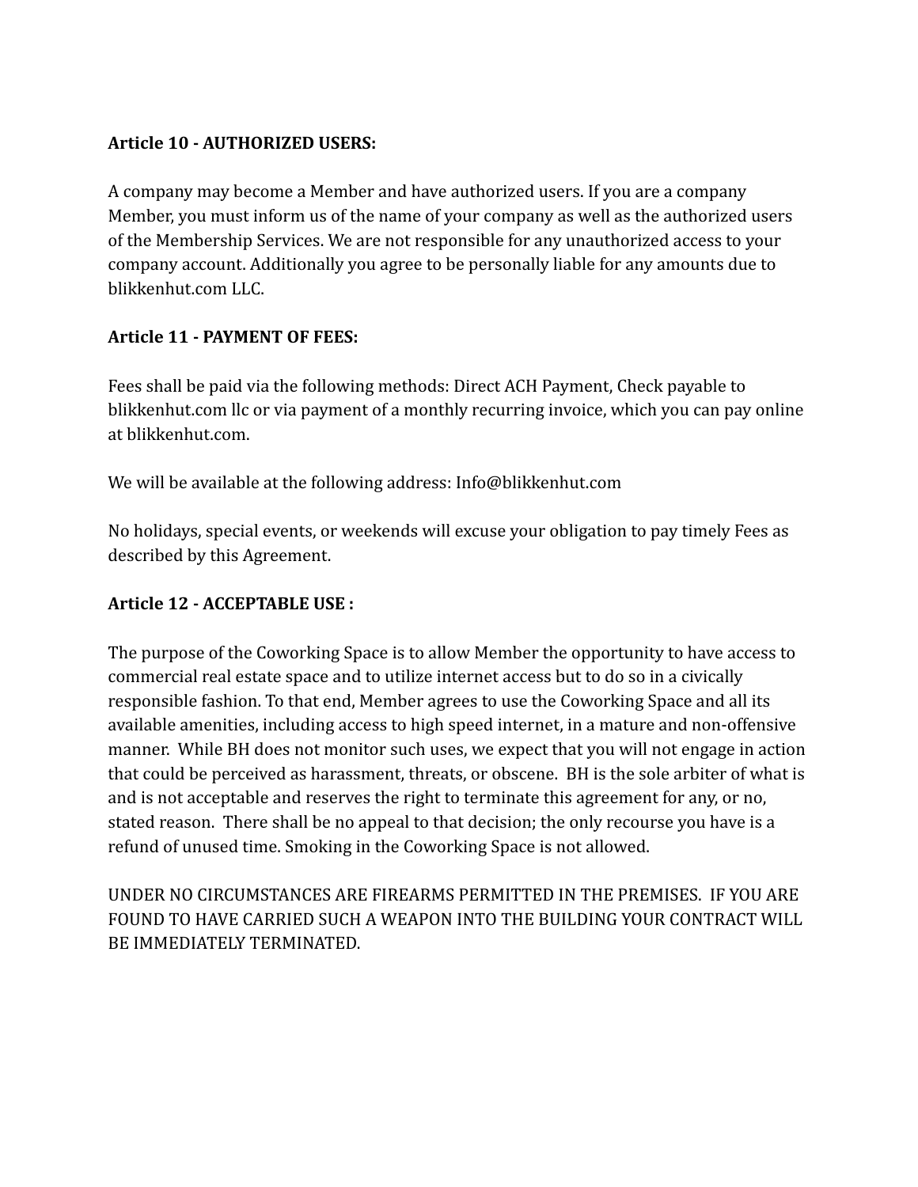**Article 10 - AUTHORIZED USERS:**

A company may become a Member and have authorized users. If you are a company Member, you must inform us of the name of your company as well as the authorized users of the Membership Services. We are not responsible for any unauthorized access to your company account. Additionally you agree to be personally liable for any amounts due to blikkenhut.com LLC.

**Article 11 - PAYMENT OF FEES:**

Fees shall be paid via the following methods: Direct ACH Payment, Check payable to blikkenhut.com llc or via payment of a monthly recurring invoice, which you can pay online at blikkenhut.com.

We will be available at the following address: Info@blikkenhut.com

No holidays, special events, or weekends will excuse your obligation to pay timely Fees as described by this Agreement.

**Article 12 - ACCEPTABLE USE :**

The purpose of the Coworking Space is to allow Member the opportunity to have access to commercial real estate space and to utilize internet access but to do so in a civically responsible fashion. To that end, Member agrees to use the Coworking Space and all its available amenities, including access to high speed internet, in a mature and non-offensive manner. While BH does not monitor such uses, we expect that you will not engage in action that could be perceived as harassment, threats, or obscene. BH is the sole arbiter of what is and is not acceptable and reserves the right to terminate this agreement for any, or no, stated reason. There shall be no appeal to that decision; the only recourse you have is a refund of unused time. Smoking in the Coworking Space is not allowed.

UNDER NO CIRCUMSTANCES ARE FIREARMS PERMITTED IN THE PREMISES. IF YOU ARE FOUND TO HAVE CARRIED SUCH A WEAPON INTO THE BUILDING YOUR CONTRACT WILL BE IMMEDIATELY TERMINATED.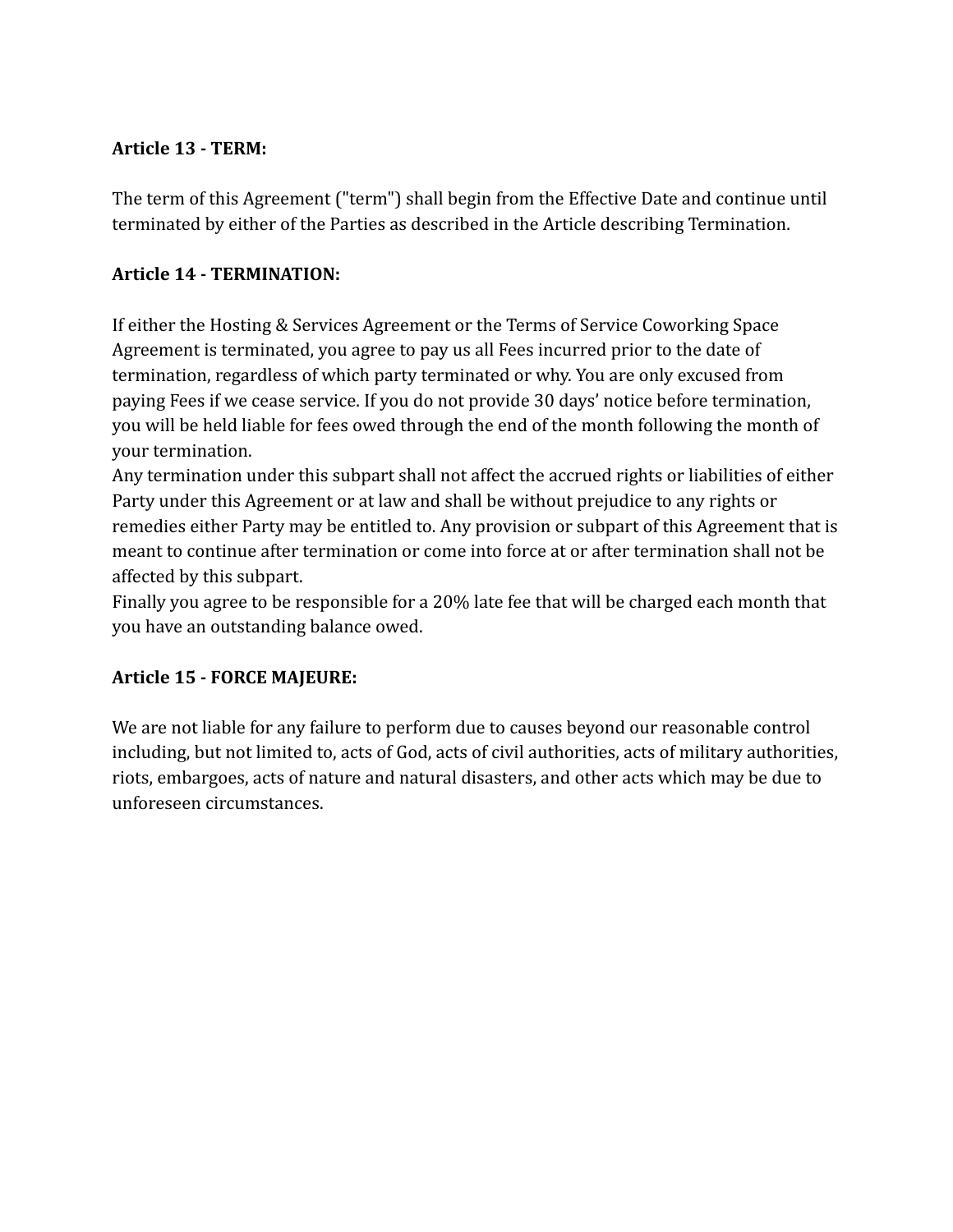**Article 13 - TERM:**

The term of this Agreement ("term") shall begin from the Effective Date and continue until terminated by either of the Parties as described in the Article describing Termination.

**Article 14 - TERMINATION:**

If either the Hosting & Services Agreement or the Terms of Service Coworking Space Agreement is terminated, you agree to pay us all Fees incurred prior to the date of termination, regardless of which party terminated or why. You are only excused from paying Fees if we cease service. If you do not provide 30 days' notice before termination, you will be held liable for fees owed through the end of the month following the month of your termination.

Any termination under this subpart shall not affect the accrued rights or liabilities of either Party under this Agreement or at law and shall be without prejudice to any rights or remedies either Party may be entitled to. Any provision or subpart of this Agreement that is meant to continue after termination or come into force at or after termination shall not be affected by this subpart.

Finally you agree to be responsible for a 20% late fee that will be charged each month that you have an outstanding balance owed.

**Article 15 - FORCE MAJEURE:**

We are not liable for any failure to perform due to causes beyond our reasonable control including, but not limited to, acts of God, acts of civil authorities, acts of military authorities, riots, embargoes, acts of nature and natural disasters, and other acts which may be due to unforeseen circumstances.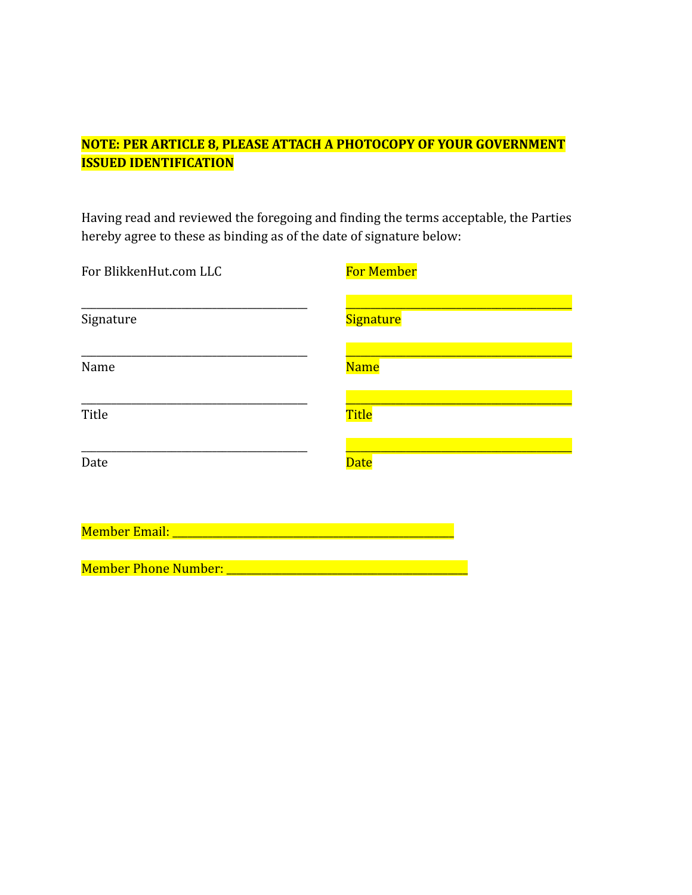**NOTE: PER ARTICLE 8, PLEASE ATTACH A PHOTOCOPY OF YOUR GOVERNMENT ISSUED IDENTIFICATION**

Having read and reviewed the foregoing and finding the terms acceptable, the Parties hereby agree to these as binding as of the date of signature below:

| For BlikkenHut.com LLC | For Member |
|---|---|
| ________________________________________ | ________________________________________ |
| Signature | Signature |
| ________________________________________ | ________________________________________ |
| Name | Name |
| ________________________________________ | ________________________________________ |
| Title | Title |
| ________________________________________ | ________________________________________ |
| Date | Date |

Member Email: __________________________________________________

Member Phone Number: __________________________________________